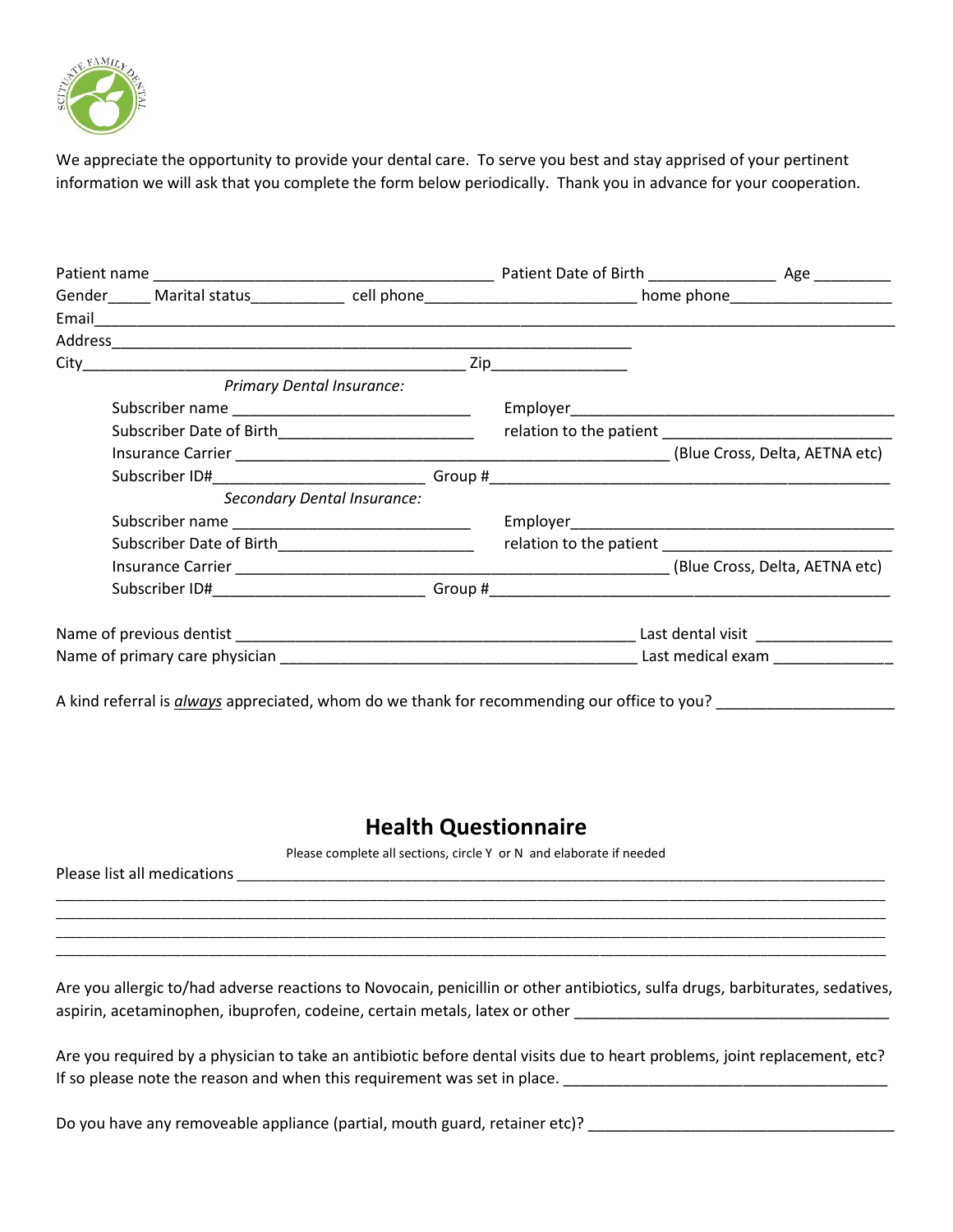We appreciate the opportunity to provide your dental care. To serve you best and stay apprised of your pertinent information we will ask that you complete the form below periodically. Thank you in advance for your cooperation.

Patient name ________________________________________ Patient Date of Birth _______________ Age _________

Gender_____ Marital status___________ cell phone________________________ home phone__________________

Email____________________________________________________________________________________

Address__________________________________________________________

City___________________________________________ Zip________________

*Primary Dental Insurance:*

Subscriber name ____________________________ Employer______________________________________

Subscriber Date of Birth_______________________ relation to the patient __________________________

Insurance Carrier __________________________________________________ (Blue Cross, Delta, AETNA etc)

Subscriber ID#________________________ Group #_______________________________________________

*Secondary Dental Insurance:*

Subscriber name ____________________________ Employer______________________________________

Subscriber Date of Birth_______________________ relation to the patient __________________________

Insurance Carrier __________________________________________________ (Blue Cross, Delta, AETNA etc)

Subscriber ID#________________________ Group #_______________________________________________

Name of previous dentist ______________________________________________ Last dental visit ________________

Name of primary care physician ________________________________________ Last medical exam ______________

A kind referral is ***always*** appreciated, whom do we thank for recommending our office to you? ____________________

## Health Questionnaire

Please complete all sections, circle Y or N and elaborate if needed

Please list all medications ___________________________________________________________________________

_______________________________________________________________________________________________

_______________________________________________________________________________________________

_______________________________________________________________________________________________

_______________________________________________________________________________________________

Are you allergic to/had adverse reactions to Novocain, penicillin or other antibiotics, sulfa drugs, barbiturates, sedatives, aspirin, acetaminophen, ibuprofen, codeine, certain metals, latex or other _____________________________________

Are you required by a physician to take an antibiotic before dental visits due to heart problems, joint replacement, etc? If so please note the reason and when this requirement was set in place. ______________________________________

Do you have any removeable appliance (partial, mouth guard, retainer etc)? ____________________________________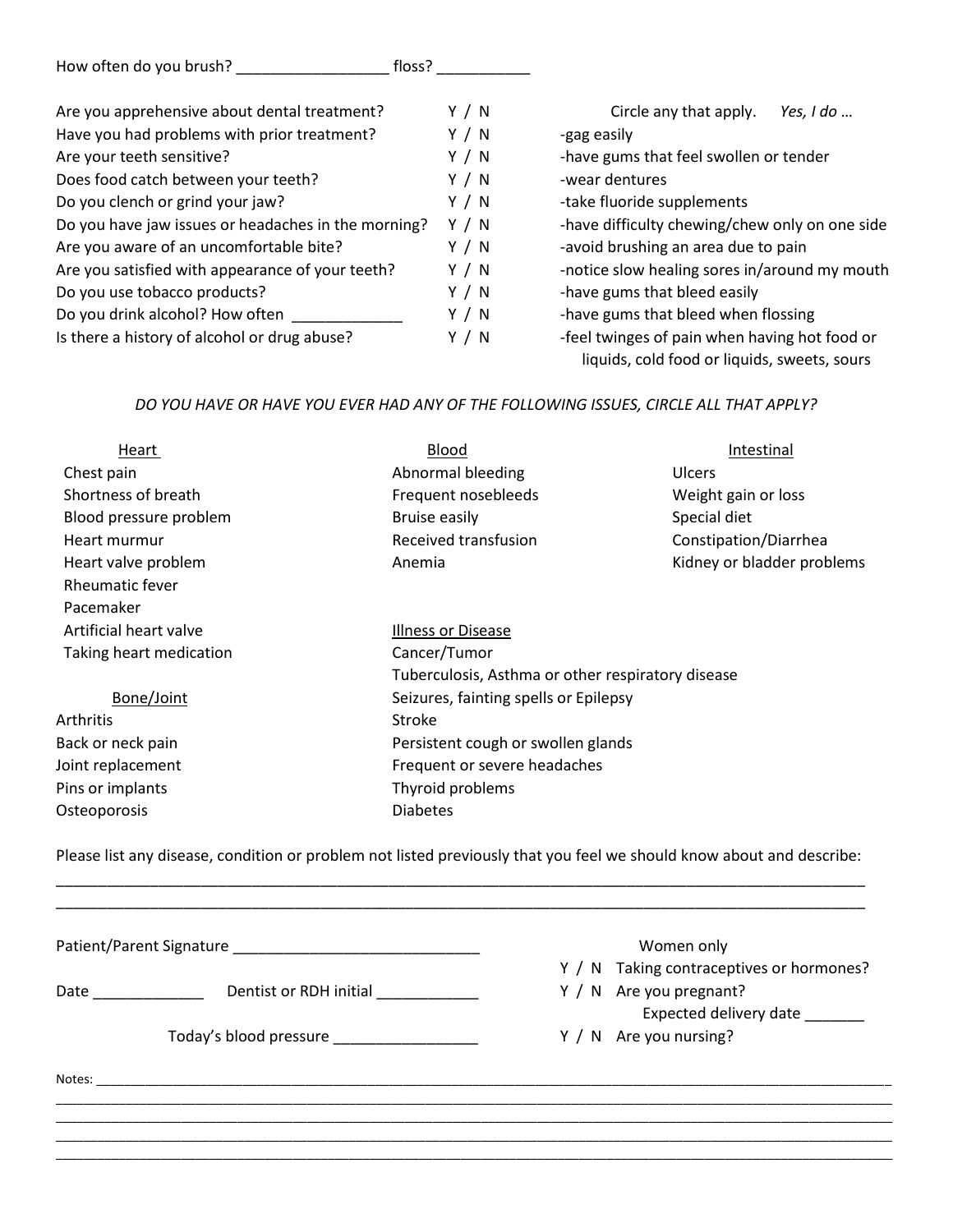How often do you brush? __________________ floss? ___________

| Question | Y / N |
|---|---|
| Are you apprehensive about dental treatment? | Y / N |
| Have you had problems with prior treatment? | Y / N |
| Are your teeth sensitive? | Y / N |
| Does food catch between your teeth? | Y / N |
| Do you clench or grind your jaw? | Y / N |
| Do you have jaw issues or headaches in the morning? | Y / N |
| Are you aware of an uncomfortable bite? | Y / N |
| Are you satisfied with appearance of your teeth? | Y / N |
| Do you use tobacco products? | Y / N |
| Do you drink alcohol? How often _____________ | Y / N |
| Is there a history of alcohol or drug abuse? | Y / N |

Circle any that apply. *Yes, I do …*

- -gag easily
- -have gums that feel swollen or tender
- -wear dentures
- -take fluoride supplements
- -have difficulty chewing/chew only on one side
- -avoid brushing an area due to pain
- -notice slow healing sores in/around my mouth
- -have gums that bleed easily
- -have gums that bleed when flossing
- -feel twinges of pain when having hot food or liquids, cold food or liquids, sweets, sours

*DO YOU HAVE OR HAVE YOU EVER HAD ANY OF THE FOLLOWING ISSUES, CIRCLE ALL THAT APPLY?*

**Heart**
- Chest pain
- Shortness of breath
- Blood pressure problem
- Heart murmur
- Heart valve problem
- Rheumatic fever
- Pacemaker
- Artificial heart valve
- Taking heart medication

**Bone/Joint**
- Arthritis
- Back or neck pain
- Joint replacement
- Pins or implants
- Osteoporosis

**Blood**
- Abnormal bleeding
- Frequent nosebleeds
- Bruise easily
- Received transfusion
- Anemia

**Illness or Disease**
- Cancer/Tumor
- Tuberculosis, Asthma or other respiratory disease
- Seizures, fainting spells or Epilepsy
- Stroke
- Persistent cough or swollen glands
- Frequent or severe headaches
- Thyroid problems
- Diabetes

**Intestinal**
- Ulcers
- Weight gain or loss
- Special diet
- Constipation/Diarrhea
- Kidney or bladder problems

Please list any disease, condition or problem not listed previously that you feel we should know about and describe:

_____________________________________________________________________________________________

_____________________________________________________________________________________________

Patient/Parent Signature _____________________________

Date _____________ Dentist or RDH initial ____________

Today's blood pressure _________________

**Women only**

Y / N Taking contraceptives or hormones?

Y / N Are you pregnant?

Expected delivery date _______

Y / N Are you nursing?

Notes: _____________________________________________________________________________________________

_____________________________________________________________________________________________

_____________________________________________________________________________________________

_____________________________________________________________________________________________

_____________________________________________________________________________________________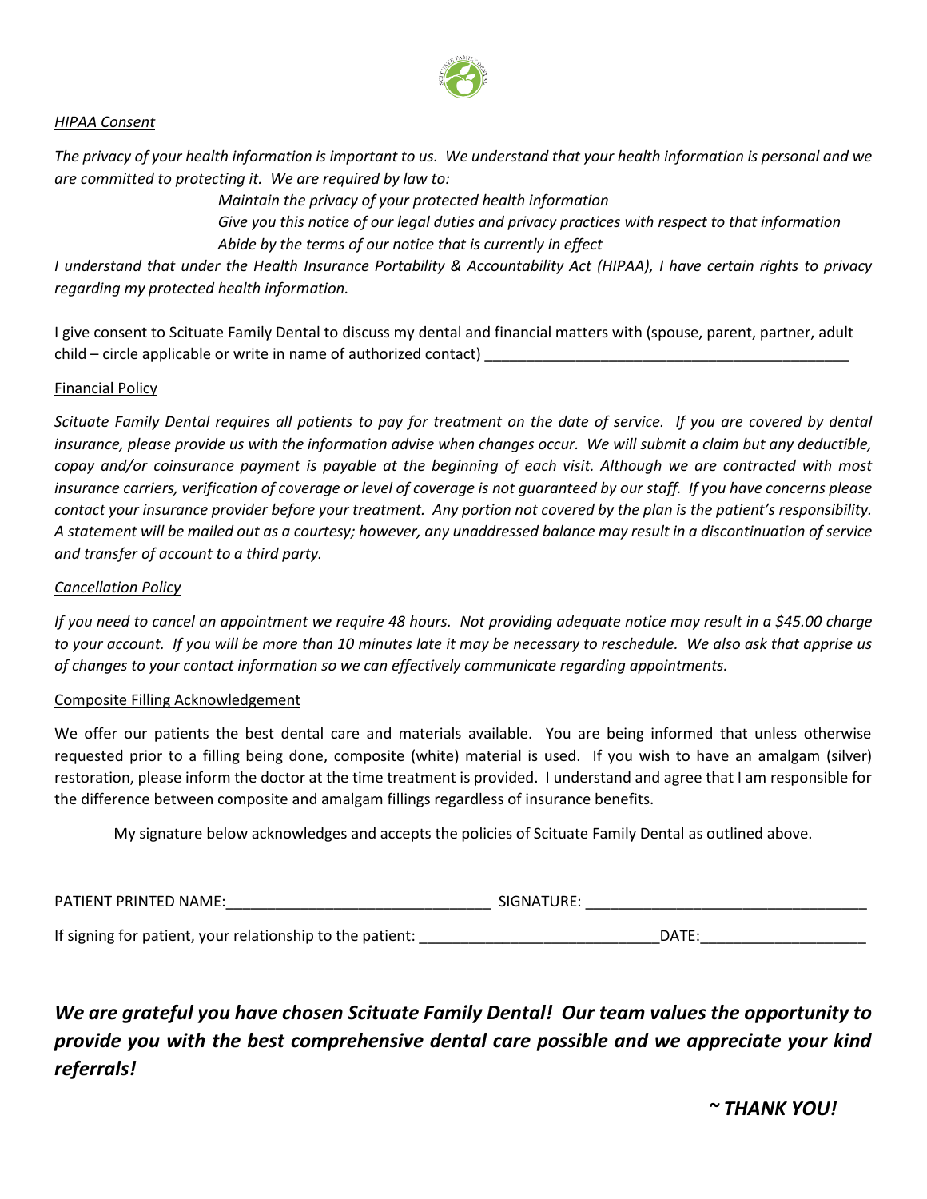*HIPAA Consent*

*The privacy of your health information is important to us. We understand that your health information is personal and we are committed to protecting it. We are required by law to:*

*Maintain the privacy of your protected health information*
*Give you this notice of our legal duties and privacy practices with respect to that information*
*Abide by the terms of our notice that is currently in effect*

*I understand that under the Health Insurance Portability & Accountability Act (HIPAA), I have certain rights to privacy regarding my protected health information.*

I give consent to Scituate Family Dental to discuss my dental and financial matters with (spouse, parent, partner, adult child – circle applicable or write in name of authorized contact) ____________________________________________

Financial Policy

*Scituate Family Dental requires all patients to pay for treatment on the date of service. If you are covered by dental insurance, please provide us with the information advise when changes occur. We will submit a claim but any deductible, copay and/or coinsurance payment is payable at the beginning of each visit. Although we are contracted with most insurance carriers, verification of coverage or level of coverage is not guaranteed by our staff. If you have concerns please contact your insurance provider before your treatment. Any portion not covered by the plan is the patient's responsibility. A statement will be mailed out as a courtesy; however, any unaddressed balance may result in a discontinuation of service and transfer of account to a third party.*

*Cancellation Policy*

*If you need to cancel an appointment we require 48 hours. Not providing adequate notice may result in a $45.00 charge to your account. If you will be more than 10 minutes late it may be necessary to reschedule. We also ask that apprise us of changes to your contact information so we can effectively communicate regarding appointments.*

Composite Filling Acknowledgement

We offer our patients the best dental care and materials available. You are being informed that unless otherwise requested prior to a filling being done, composite (white) material is used. If you wish to have an amalgam (silver) restoration, please inform the doctor at the time treatment is provided. I understand and agree that I am responsible for the difference between composite and amalgam fillings regardless of insurance benefits.

My signature below acknowledges and accepts the policies of Scituate Family Dental as outlined above.

PATIENT PRINTED NAME:________________________________ SIGNATURE: __________________________________

If signing for patient, your relationship to the patient: ____________________________DATE:____________________

***We are grateful you have chosen Scituate Family Dental! Our team values the opportunity to provide you with the best comprehensive dental care possible and we appreciate your kind referrals!***

***~ THANK YOU!***